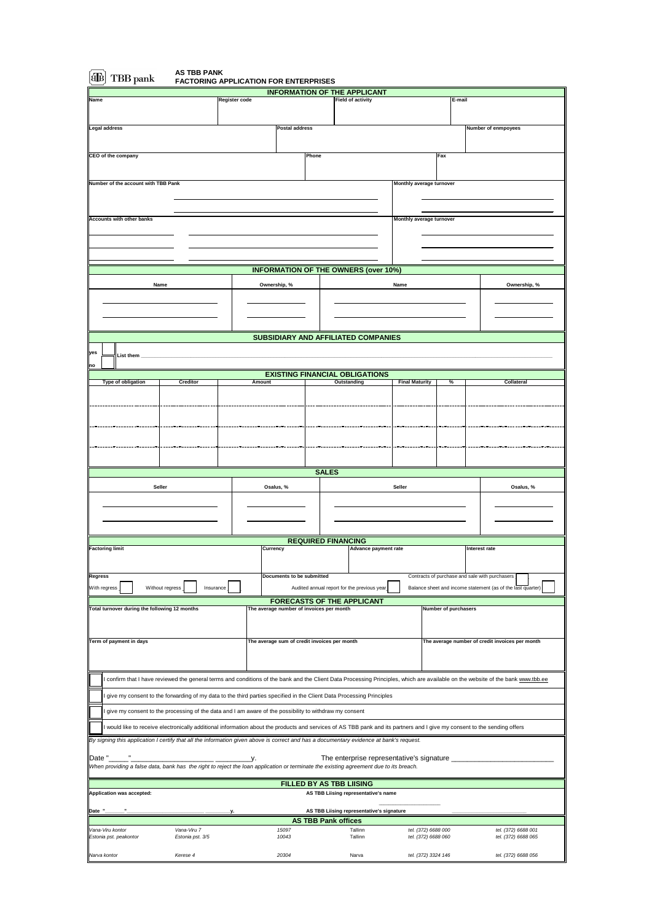TBB pank

# AS TBB PANK
## FACTORING APPLICATION FOR ENTERPRISES

### INFORMATION OF THE APPLICANT

| Name | Register code | Field of activity | E-mail |
|---|---|---|---|
| | | | |

| Legal address | Postal address | Number of enmpoyees |
|---|---|---|
| | | |

| CEO of the company | Phone | Fax |
|---|---|---|
| | | |

| Number of the account with TBB Pank | Monthly average turnover |
|---|---|
| | |
| | |

| Accounts with other banks | | Monthly average turnover |
|---|---|---|
| | | |
| | | |
| | | |

### INFORMATION OF THE OWNERS (over 10%)

| Name | Ownership, % | Name | Ownership, % |
|---|---|---|---|
| | | | |
| | | | |

### SUBSIDIARY AND AFFILIATED COMPANIES

yes ☐ List them ____________________

no ☐

### EXISTING FINANCIAL OBLIGATIONS

| Type of obligation | Creditor | Amount | Outstanding | Final Maturity | % | Collateral |
|---|---|---|---|---|---|---|
| | | | | | | |
| | | | | | | |
| | | | | | | |
| | | | | | | |

### SALES

| Seller | Osalus, % | Seller | Osalus, % |
|---|---|---|---|
| | | | |
| | | | |

### REQUIRED FINANCING

| Factoring limit | Currency | Advance payment rate | Interest rate |
|---|---|---|---|
| | | | |

**Regress**

With regress ☐ Without regress ☐ Insurance ☐

**Documents to be submitted**

Audited annual report for the previous year ☐

Contracts of purchase and sale with purchasers ☐

Balance sheet and income statement (as of the last quarter) ☐

### FORECASTS OF THE APPLICANT

| Total turnover during the following 12 months | The average number of invoices per month | Number of purchasers |
|---|---|---|
| | | |

| Term of payment in days | The average sum of credit invoices per month | The average number of credit invoices per month |
|---|---|---|
| | | |

☐ I confirm that I have reviewed the general terms and conditions of the bank and the Client Data Processing Principles, which are available on the website of the bank www.tbb.ee

☐ I give my consent to the forwarding of my data to the third parties specified in the Client Data Processing Principles

☐ I give my consent to the processing of the data and I am aware of the possibility to withdraw my consent

☐ I would like to receive electronically additional information about the products and services of AS TBB pank and its partners and I give my consent to the sending offers

*By signing this application I certify that all the information given above is correct and has a documentary evidence at bank's request.*

Date "_____" ____________________ _________y.    The enterprise representative's signature ________________________

*When providing a false data, bank has the right to reject the loan application or terminate the existing agreement due to its breach.*

### FILLED BY AS TBB LIISING

**Application was accepted:**    **AS TBB Liising representative's name**

Date "_____" ____________________ _________y.    **AS TBB Liising representative's signature** ________________

### AS TBB Pank offices

| | | | | | |
|---|---|---|---|---|---|
| *Vana-Viru kontor* | *Vana-Viru 7* | *15097* | Tallinn | *tel. (372) 6688 000* | *tel. (372) 6688 001* |
| *Estonia pst. peakontor* | *Estonia pst. 3/5* | *10043* | Tallinn | *tel. (372) 6688 060* | *tel. (372) 6688 065* |
| *Narva kontor* | *Kerese 4* | *20304* | Narva | *tel. (372) 3324 146* | *tel. (372) 6688 056* |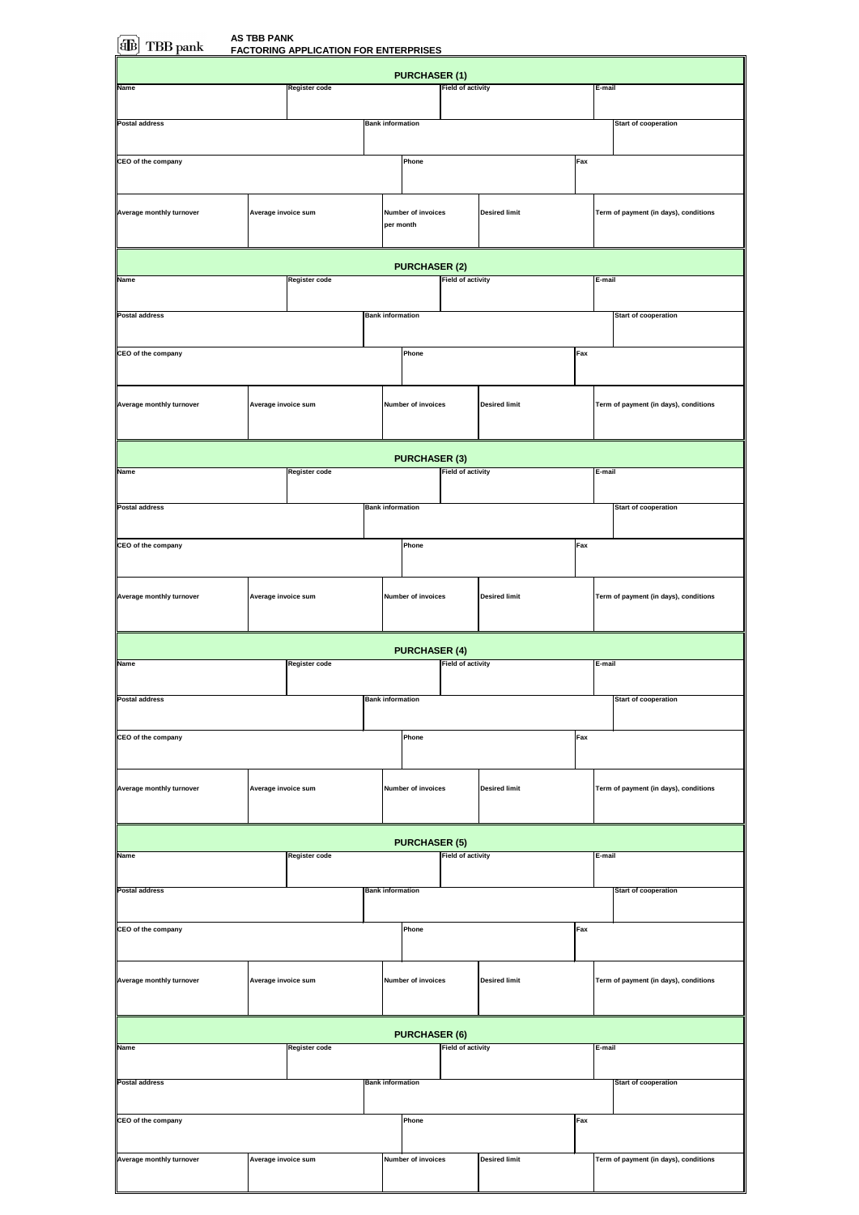TBB pank

**AS TBB PANK**
**FACTORING APPLICATION FOR ENTERPRISES**

## PURCHASER (1)

| Name | Register code | Field of activity | E-mail |
|---|---|---|---|
| | | | |

| Postal address | Bank information | Start of cooperation |
|---|---|---|
| | | |

| CEO of the company | Phone | Fax |
|---|---|---|
| | | |

| Average monthly turnover | Average invoice sum | Number of invoices per month | Desired limit | Term of payment (in days), conditions |
|---|---|---|---|---|
| | | | | |

## PURCHASER (2)

| Name | Register code | Field of activity | E-mail |
|---|---|---|---|
| | | | |

| Postal address | Bank information | Start of cooperation |
|---|---|---|
| | | |

| CEO of the company | Phone | Fax |
|---|---|---|
| | | |

| Average monthly turnover | Average invoice sum | Number of invoices | Desired limit | Term of payment (in days), conditions |
|---|---|---|---|---|
| | | | | |

## PURCHASER (3)

| Name | Register code | Field of activity | E-mail |
|---|---|---|---|
| | | | |

| Postal address | Bank information | Start of cooperation |
|---|---|---|
| | | |

| CEO of the company | Phone | Fax |
|---|---|---|
| | | |

| Average monthly turnover | Average invoice sum | Number of invoices | Desired limit | Term of payment (in days), conditions |
|---|---|---|---|---|
| | | | | |

## PURCHASER (4)

| Name | Register code | Field of activity | E-mail |
|---|---|---|---|
| | | | |

| Postal address | Bank information | Start of cooperation |
|---|---|---|
| | | |

| CEO of the company | Phone | Fax |
|---|---|---|
| | | |

| Average monthly turnover | Average invoice sum | Number of invoices | Desired limit | Term of payment (in days), conditions |
|---|---|---|---|---|
| | | | | |

## PURCHASER (5)

| Name | Register code | Field of activity | E-mail |
|---|---|---|---|
| | | | |

| Postal address | Bank information | Start of cooperation |
|---|---|---|
| | | |

| CEO of the company | Phone | Fax |
|---|---|---|
| | | |

| Average monthly turnover | Average invoice sum | Number of invoices | Desired limit | Term of payment (in days), conditions |
|---|---|---|---|---|
| | | | | |

## PURCHASER (6)

| Name | Register code | Field of activity | E-mail |
|---|---|---|---|
| | | | |

| Postal address | Bank information | Start of cooperation |
|---|---|---|
| | | |

| CEO of the company | Phone | Fax |
|---|---|---|
| | | |

| Average monthly turnover | Average invoice sum | Number of invoices | Desired limit | Term of payment (in days), conditions |
|---|---|---|---|---|
| | | | | |